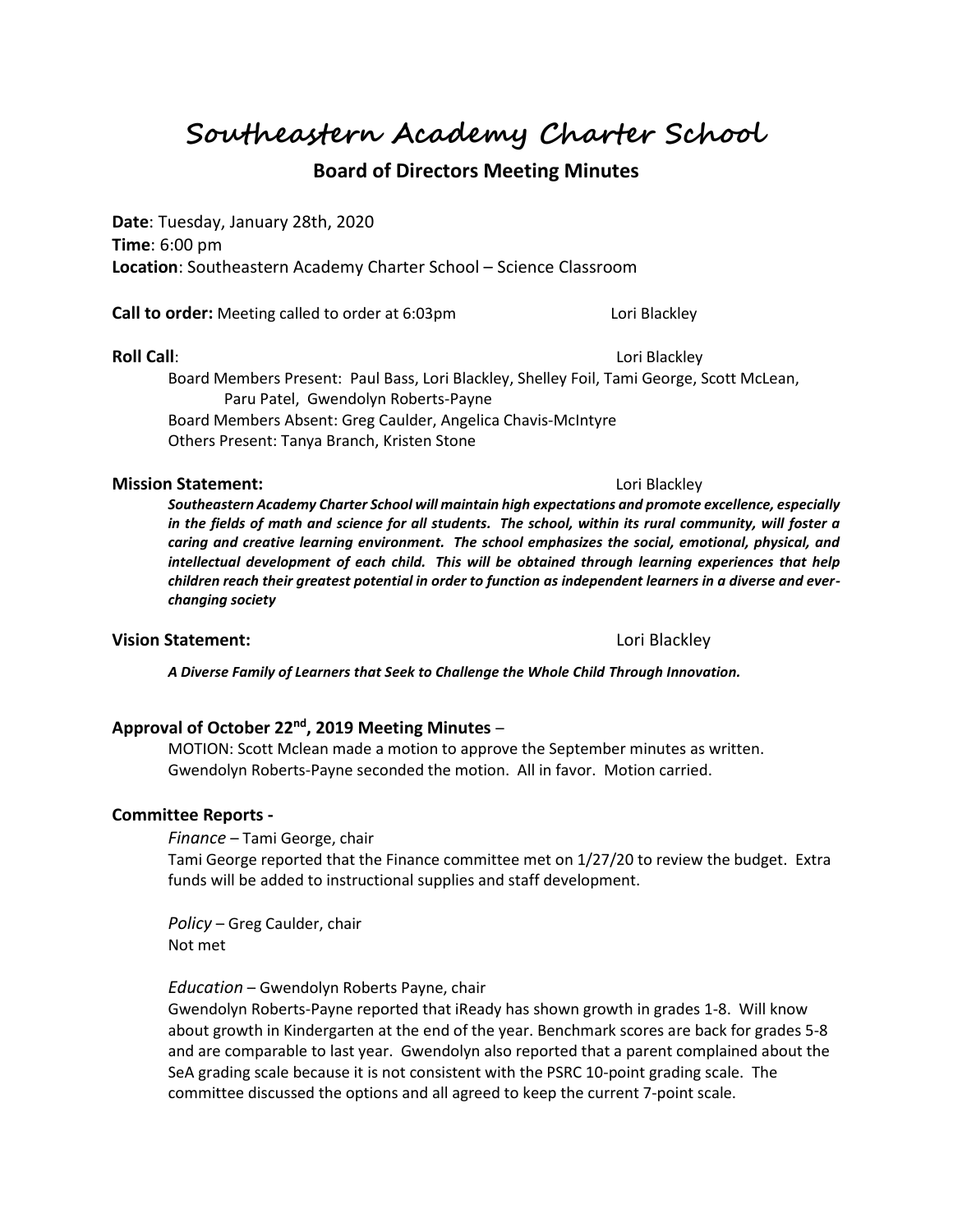# Southeastern Academy Charter School

## Board of Directors Meeting Minutes

**Date**: Tuesday, January 28th, 2020
**Time**: 6:00 pm
**Location**: Southeastern Academy Charter School – Science Classroom

**Call to order:** Meeting called to order at 6:03pm Lori Blackley

**Roll Call**: Lori Blackley

Board Members Present: Paul Bass, Lori Blackley, Shelley Foil, Tami George, Scott McLean, Paru Patel, Gwendolyn Roberts-Payne
Board Members Absent: Greg Caulder, Angelica Chavis-McIntyre
Others Present: Tanya Branch, Kristen Stone

**Mission Statement:** Lori Blackley

***Southeastern Academy Charter School will maintain high expectations and promote excellence, especially in the fields of math and science for all students. The school, within its rural community, will foster a caring and creative learning environment. The school emphasizes the social, emotional, physical, and intellectual development of each child. This will be obtained through learning experiences that help children reach their greatest potential in order to function as independent learners in a diverse and ever-changing society***

**Vision Statement:** Lori Blackley

***A Diverse Family of Learners that Seek to Challenge the Whole Child Through Innovation.***

**Approval of October 22nd, 2019 Meeting Minutes** –

MOTION: Scott Mclean made a motion to approve the September minutes as written. Gwendolyn Roberts-Payne seconded the motion. All in favor. Motion carried.

**Committee Reports -**

*Finance* – Tami George, chair
Tami George reported that the Finance committee met on 1/27/20 to review the budget. Extra funds will be added to instructional supplies and staff development.

*Policy* – Greg Caulder, chair
Not met

*Education* – Gwendolyn Roberts Payne, chair
Gwendolyn Roberts-Payne reported that iReady has shown growth in grades 1-8. Will know about growth in Kindergarten at the end of the year. Benchmark scores are back for grades 5-8 and are comparable to last year. Gwendolyn also reported that a parent complained about the SeA grading scale because it is not consistent with the PSRC 10-point grading scale. The committee discussed the options and all agreed to keep the current 7-point scale.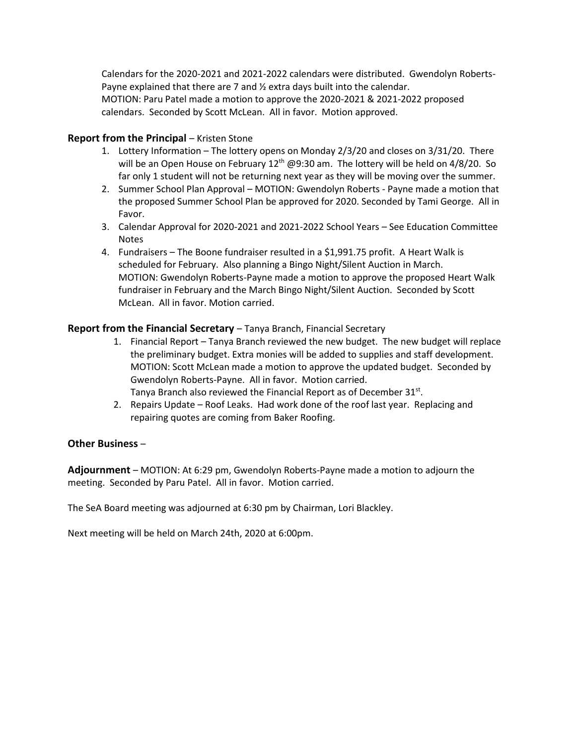Calendars for the 2020-2021 and 2021-2022 calendars were distributed. Gwendolyn Roberts-Payne explained that there are 7 and ½ extra days built into the calendar.
MOTION: Paru Patel made a motion to approve the 2020-2021 & 2021-2022 proposed calendars. Seconded by Scott McLean. All in favor. Motion approved.

**Report from the Principal** – Kristen Stone

1. Lottery Information – The lottery opens on Monday 2/3/20 and closes on 3/31/20. There will be an Open House on February 12th @9:30 am. The lottery will be held on 4/8/20. So far only 1 student will not be returning next year as they will be moving over the summer.
2. Summer School Plan Approval – MOTION: Gwendolyn Roberts - Payne made a motion that the proposed Summer School Plan be approved for 2020. Seconded by Tami George. All in Favor.
3. Calendar Approval for 2020-2021 and 2021-2022 School Years – See Education Committee Notes
4. Fundraisers – The Boone fundraiser resulted in a $1,991.75 profit. A Heart Walk is scheduled for February. Also planning a Bingo Night/Silent Auction in March.
   MOTION: Gwendolyn Roberts-Payne made a motion to approve the proposed Heart Walk fundraiser in February and the March Bingo Night/Silent Auction. Seconded by Scott McLean. All in favor. Motion carried.

**Report from the Financial Secretary** – Tanya Branch, Financial Secretary

1. Financial Report – Tanya Branch reviewed the new budget. The new budget will replace the preliminary budget. Extra monies will be added to supplies and staff development.
   MOTION: Scott McLean made a motion to approve the updated budget. Seconded by Gwendolyn Roberts-Payne. All in favor. Motion carried.
   Tanya Branch also reviewed the Financial Report as of December 31st.
2. Repairs Update – Roof Leaks. Had work done of the roof last year. Replacing and repairing quotes are coming from Baker Roofing.

**Other Business** –

**Adjournment** – MOTION: At 6:29 pm, Gwendolyn Roberts-Payne made a motion to adjourn the meeting. Seconded by Paru Patel. All in favor. Motion carried.

The SeA Board meeting was adjourned at 6:30 pm by Chairman, Lori Blackley.

Next meeting will be held on March 24th, 2020 at 6:00pm.